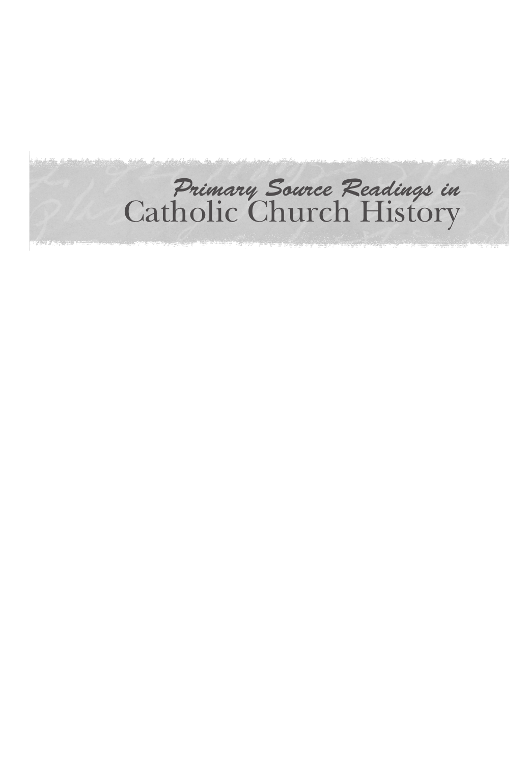# *Primary Source Readings in* Catholic Church History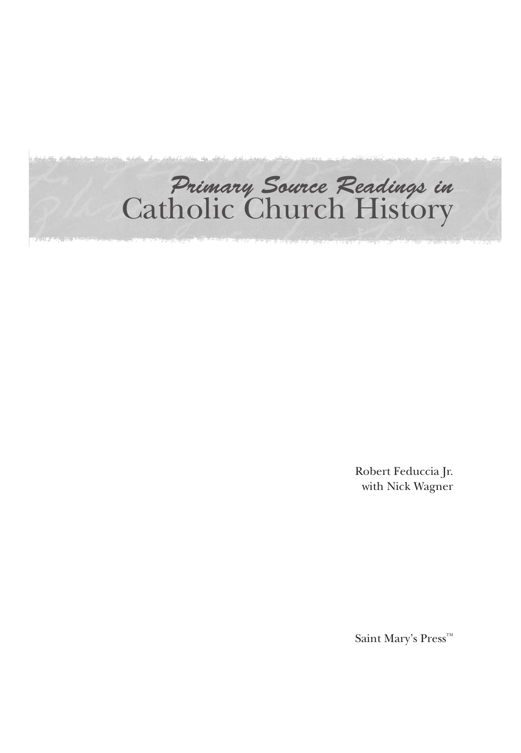# *Primary Source Readings in* Catholic Church History

Robert Feduccia Jr.
with Nick Wagner

Saint Mary's Press™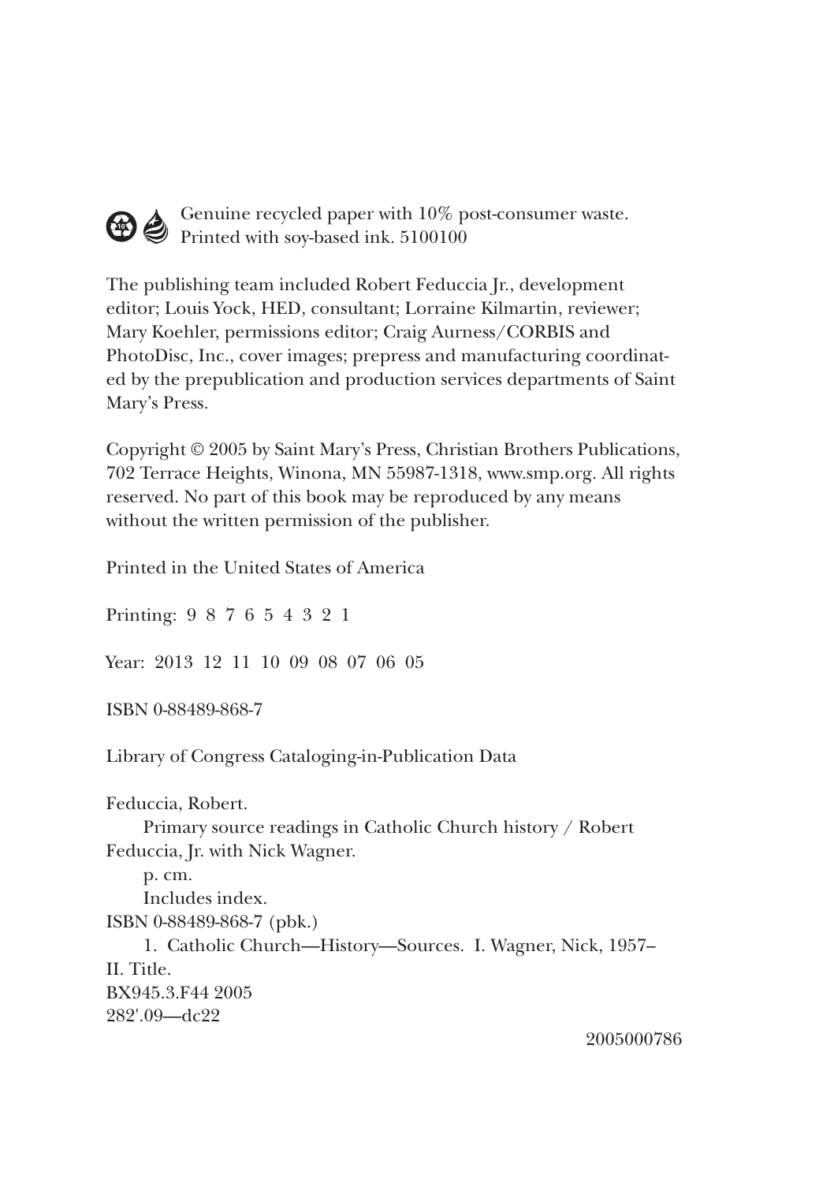Genuine recycled paper with 10% post-consumer waste.
Printed with soy-based ink. 5100100

The publishing team included Robert Feduccia Jr., development editor; Louis Yock, HED, consultant; Lorraine Kilmartin, reviewer; Mary Koehler, permissions editor; Craig Aurness/CORBIS and PhotoDisc, Inc., cover images; prepress and manufacturing coordinated by the prepublication and production services departments of Saint Mary's Press.

Copyright © 2005 by Saint Mary's Press, Christian Brothers Publications, 702 Terrace Heights, Winona, MN 55987-1318, www.smp.org. All rights reserved. No part of this book may be reproduced by any means without the written permission of the publisher.

Printed in the United States of America

Printing: 9 8 7 6 5 4 3 2 1

Year: 2013 12 11 10 09 08 07 06 05

ISBN 0-88489-868-7

Library of Congress Cataloging-in-Publication Data

Feduccia, Robert.
Primary source readings in Catholic Church history / Robert Feduccia, Jr. with Nick Wagner.
p. cm.
Includes index.
ISBN 0-88489-868-7 (pbk.)
1. Catholic Church—History—Sources. I. Wagner, Nick, 1957–
II. Title.
BX945.3.F44 2005
282'.09—dc22

2005000786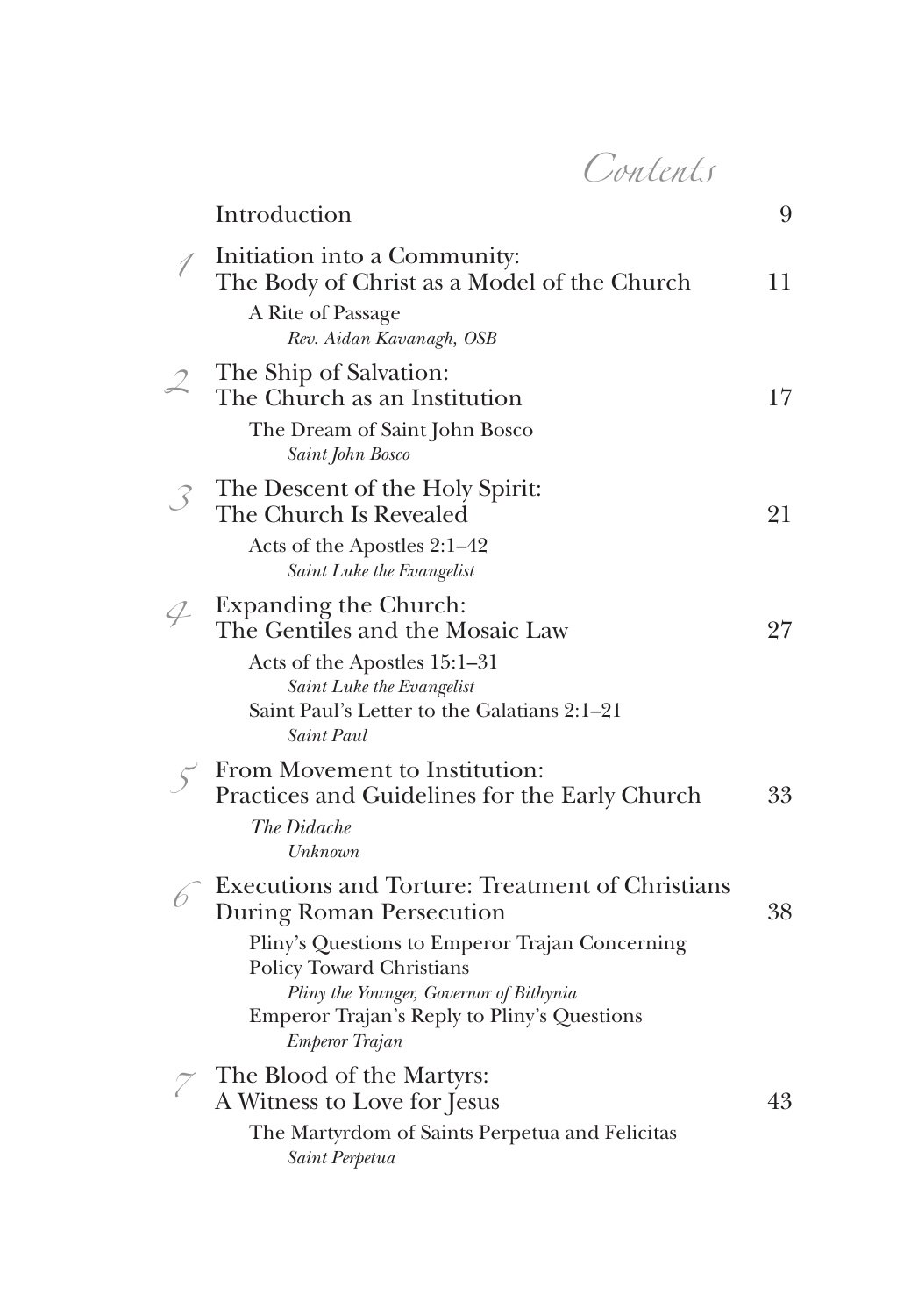# Contents

Introduction 9

1 Initiation into a Community: The Body of Christ as a Model of the Church 11

A Rite of Passage
*Rev. Aidan Kavanagh, OSB*

2 The Ship of Salvation: The Church as an Institution 17

The Dream of Saint John Bosco
*Saint John Bosco*

3 The Descent of the Holy Spirit: The Church Is Revealed 21

Acts of the Apostles 2:1–42
*Saint Luke the Evangelist*

4 Expanding the Church: The Gentiles and the Mosaic Law 27

Acts of the Apostles 15:1–31
*Saint Luke the Evangelist*

Saint Paul's Letter to the Galatians 2:1–21
*Saint Paul*

5 From Movement to Institution: Practices and Guidelines for the Early Church 33

*The Didache*
*Unknown*

6 Executions and Torture: Treatment of Christians During Roman Persecution 38

Pliny's Questions to Emperor Trajan Concerning Policy Toward Christians
*Pliny the Younger, Governor of Bithynia*

Emperor Trajan's Reply to Pliny's Questions
*Emperor Trajan*

7 The Blood of the Martyrs: A Witness to Love for Jesus 43

The Martyrdom of Saints Perpetua and Felicitas
*Saint Perpetua*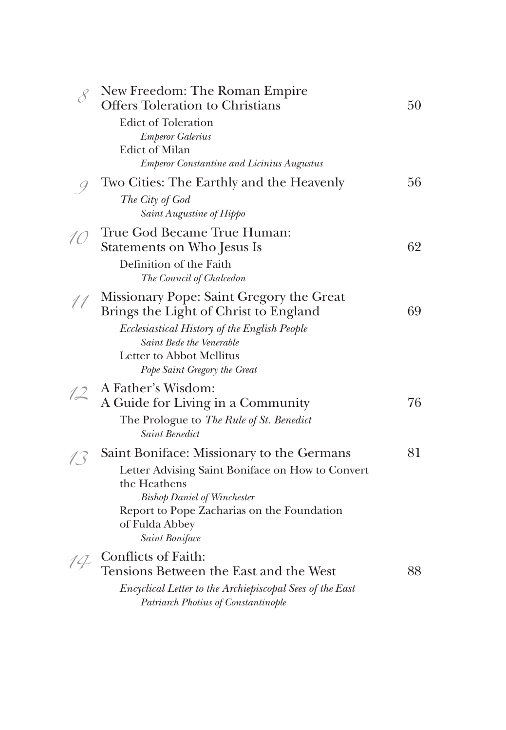8 New Freedom: The Roman Empire Offers Toleration to Christians 50

Edict of Toleration
*Emperor Galerius*

Edict of Milan
*Emperor Constantine and Licinius Augustus*

9 Two Cities: The Earthly and the Heavenly 56

*The City of God*
*Saint Augustine of Hippo*

10 True God Became True Human: Statements on Who Jesus Is 62

Definition of the Faith
*The Council of Chalcedon*

11 Missionary Pope: Saint Gregory the Great Brings the Light of Christ to England 69

*Ecclesiastical History of the English People*
*Saint Bede the Venerable*

Letter to Abbot Mellitus
*Pope Saint Gregory the Great*

12 A Father's Wisdom: A Guide for Living in a Community 76

The Prologue to *The Rule of St. Benedict*
*Saint Benedict*

13 Saint Boniface: Missionary to the Germans 81

Letter Advising Saint Boniface on How to Convert the Heathens
*Bishop Daniel of Winchester*

Report to Pope Zacharias on the Foundation of Fulda Abbey
*Saint Boniface*

14 Conflicts of Faith: Tensions Between the East and the West 88

*Encyclical Letter to the Archiepiscopal Sees of the East*
*Patriarch Photius of Constantinople*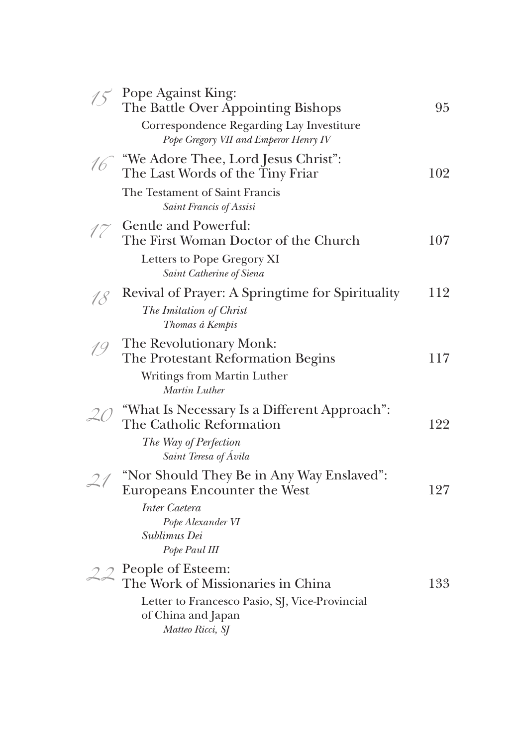15 Pope Against King:
The Battle Over Appointing Bishops — 95

Correspondence Regarding Lay Investiture
*Pope Gregory VII and Emperor Henry IV*

16 "We Adore Thee, Lord Jesus Christ":
The Last Words of the Tiny Friar — 102

The Testament of Saint Francis
*Saint Francis of Assisi*

17 Gentle and Powerful:
The First Woman Doctor of the Church — 107

Letters to Pope Gregory XI
*Saint Catherine of Siena*

18 Revival of Prayer: A Springtime for Spirituality — 112

*The Imitation of Christ*
*Thomas á Kempis*

19 The Revolutionary Monk:
The Protestant Reformation Begins — 117

Writings from Martin Luther
*Martin Luther*

20 "What Is Necessary Is a Different Approach":
The Catholic Reformation — 122

*The Way of Perfection*
*Saint Teresa of Ávila*

21 "Nor Should They Be in Any Way Enslaved":
Europeans Encounter the West — 127

*Inter Caetera*
*Pope Alexander VI*
*Sublimus Dei*
*Pope Paul III*

22 People of Esteem:
The Work of Missionaries in China — 133

Letter to Francesco Pasio, SJ, Vice-Provincial of China and Japan
*Matteo Ricci, SJ*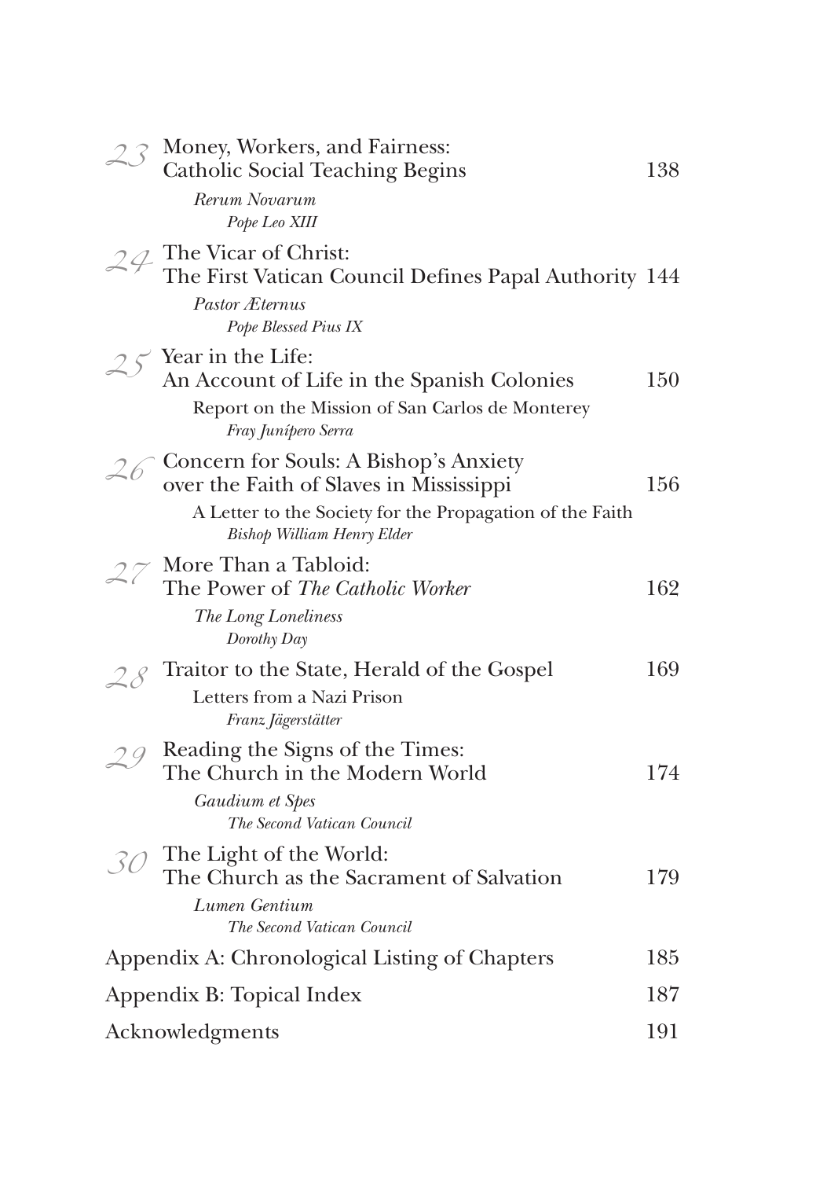23 Money, Workers, and Fairness: Catholic Social Teaching Begins 138

*Rerum Novarum*
*Pope Leo XIII*

24 The Vicar of Christ: The First Vatican Council Defines Papal Authority 144

*Pastor Æternus*
*Pope Blessed Pius IX*

25 Year in the Life: An Account of Life in the Spanish Colonies 150

Report on the Mission of San Carlos de Monterey
*Fray Junípero Serra*

26 Concern for Souls: A Bishop's Anxiety over the Faith of Slaves in Mississippi 156

A Letter to the Society for the Propagation of the Faith
*Bishop William Henry Elder*

27 More Than a Tabloid: The Power of *The Catholic Worker* 162

*The Long Loneliness*
*Dorothy Day*

28 Traitor to the State, Herald of the Gospel 169

Letters from a Nazi Prison
*Franz Jägerstätter*

29 Reading the Signs of the Times: The Church in the Modern World 174

*Gaudium et Spes*
*The Second Vatican Council*

30 The Light of the World: The Church as the Sacrament of Salvation 179

*Lumen Gentium*
*The Second Vatican Council*

Appendix A: Chronological Listing of Chapters 185

Appendix B: Topical Index 187

Acknowledgments 191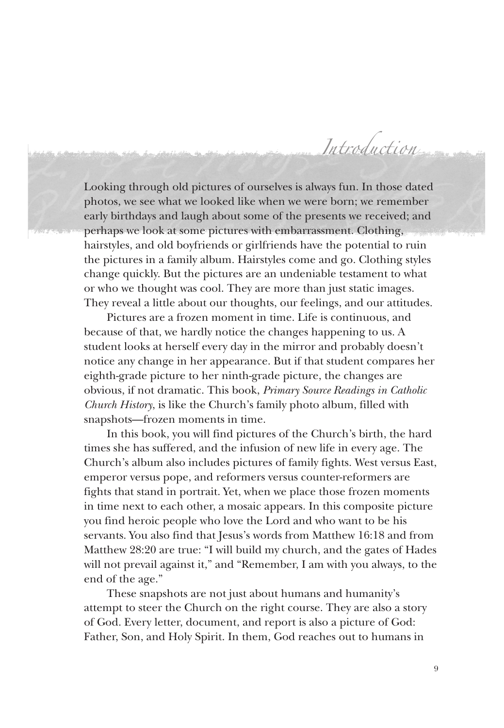# Introduction

Looking through old pictures of ourselves is always fun. In those dated photos, we see what we looked like when we were born; we remember early birthdays and laugh about some of the presents we received; and perhaps we look at some pictures with embarrassment. Clothing, hairstyles, and old boyfriends or girlfriends have the potential to ruin the pictures in a family album. Hairstyles come and go. Clothing styles change quickly. But the pictures are an undeniable testament to what or who we thought was cool. They are more than just static images. They reveal a little about our thoughts, our feelings, and our attitudes.

Pictures are a frozen moment in time. Life is continuous, and because of that, we hardly notice the changes happening to us. A student looks at herself every day in the mirror and probably doesn't notice any change in her appearance. But if that student compares her eighth-grade picture to her ninth-grade picture, the changes are obvious, if not dramatic. This book, *Primary Source Readings in Catholic Church History*, is like the Church's family photo album, filled with snapshots—frozen moments in time.

In this book, you will find pictures of the Church's birth, the hard times she has suffered, and the infusion of new life in every age. The Church's album also includes pictures of family fights. West versus East, emperor versus pope, and reformers versus counter-reformers are fights that stand in portrait. Yet, when we place those frozen moments in time next to each other, a mosaic appears. In this composite picture you find heroic people who love the Lord and who want to be his servants. You also find that Jesus's words from Matthew 16:18 and from Matthew 28:20 are true: "I will build my church, and the gates of Hades will not prevail against it," and "Remember, I am with you always, to the end of the age."

These snapshots are not just about humans and humanity's attempt to steer the Church on the right course. They are also a story of God. Every letter, document, and report is also a picture of God: Father, Son, and Holy Spirit. In them, God reaches out to humans in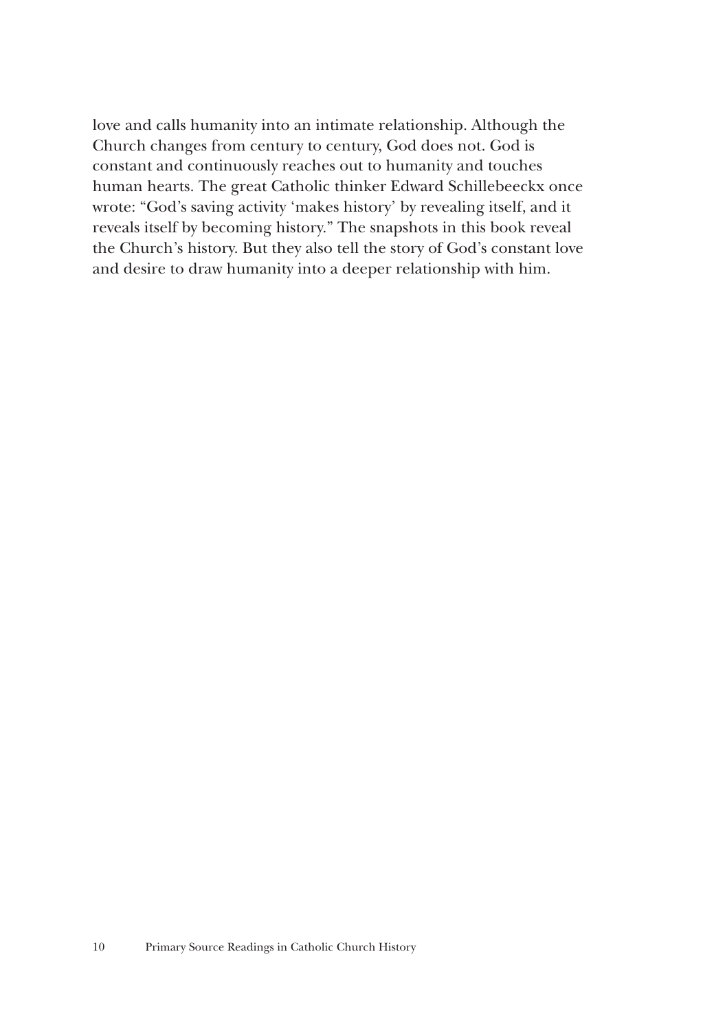love and calls humanity into an intimate relationship. Although the Church changes from century to century, God does not. God is constant and continuously reaches out to humanity and touches human hearts. The great Catholic thinker Edward Schillebeeckx once wrote: "God's saving activity 'makes history' by revealing itself, and it reveals itself by becoming history." The snapshots in this book reveal the Church's history. But they also tell the story of God's constant love and desire to draw humanity into a deeper relationship with him.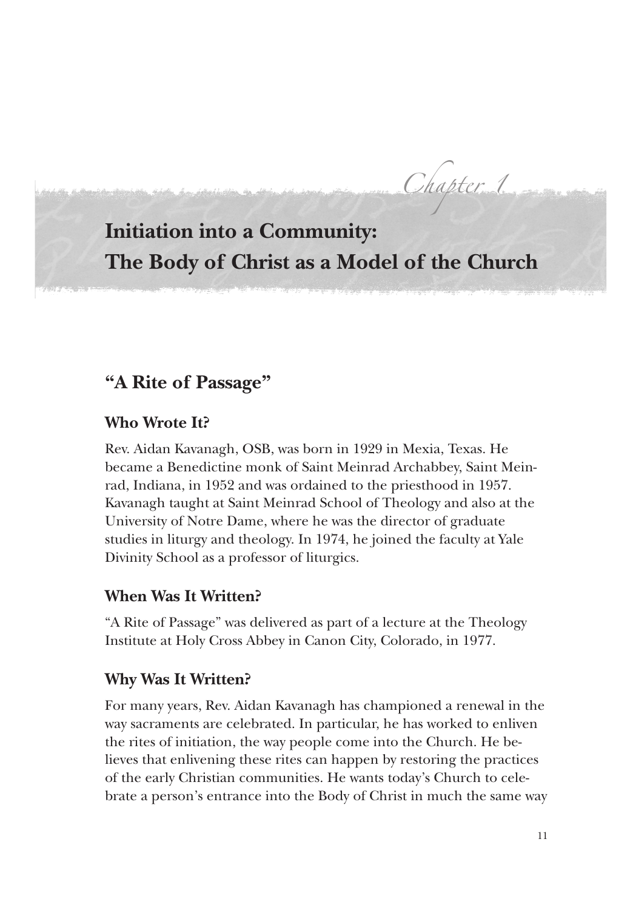*Chapter 1*

# Initiation into a Community: The Body of Christ as a Model of the Church

## "A Rite of Passage"

### Who Wrote It?

Rev. Aidan Kavanagh, OSB, was born in 1929 in Mexia, Texas. He became a Benedictine monk of Saint Meinrad Archabbey, Saint Meinrad, Indiana, in 1952 and was ordained to the priesthood in 1957. Kavanagh taught at Saint Meinrad School of Theology and also at the University of Notre Dame, where he was the director of graduate studies in liturgy and theology. In 1974, he joined the faculty at Yale Divinity School as a professor of liturgics.

### When Was It Written?

"A Rite of Passage" was delivered as part of a lecture at the Theology Institute at Holy Cross Abbey in Canon City, Colorado, in 1977.

### Why Was It Written?

For many years, Rev. Aidan Kavanagh has championed a renewal in the way sacraments are celebrated. In particular, he has worked to enliven the rites of initiation, the way people come into the Church. He believes that enlivening these rites can happen by restoring the practices of the early Christian communities. He wants today's Church to celebrate a person's entrance into the Body of Christ in much the same way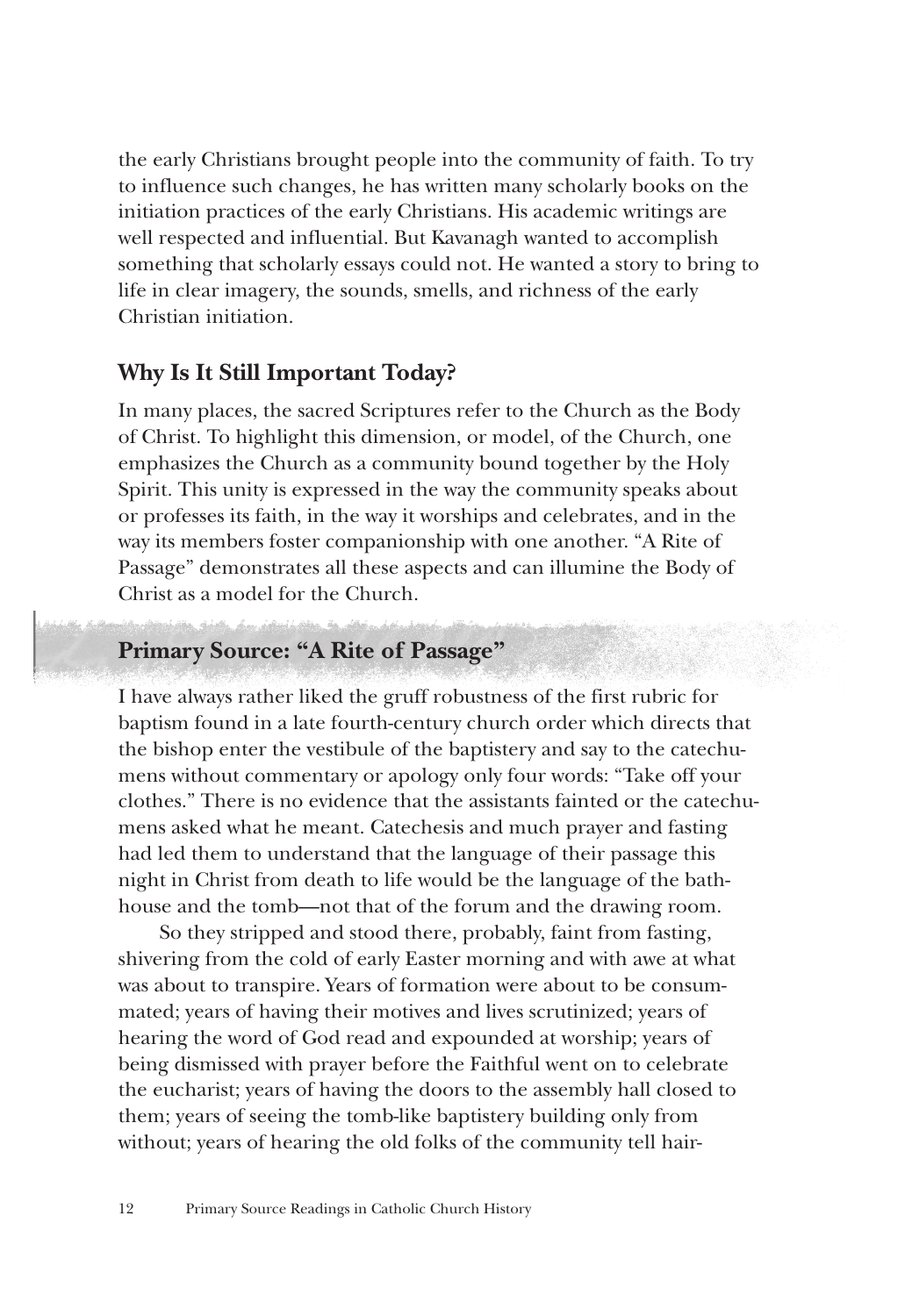the early Christians brought people into the community of faith. To try to influence such changes, he has written many scholarly books on the initiation practices of the early Christians. His academic writings are well respected and influential. But Kavanagh wanted to accomplish something that scholarly essays could not. He wanted a story to bring to life in clear imagery, the sounds, smells, and richness of the early Christian initiation.

## Why Is It Still Important Today?

In many places, the sacred Scriptures refer to the Church as the Body of Christ. To highlight this dimension, or model, of the Church, one emphasizes the Church as a community bound together by the Holy Spirit. This unity is expressed in the way the community speaks about or professes its faith, in the way it worships and celebrates, and in the way its members foster companionship with one another. "A Rite of Passage" demonstrates all these aspects and can illumine the Body of Christ as a model for the Church.

## Primary Source: "A Rite of Passage"

I have always rather liked the gruff robustness of the first rubric for baptism found in a late fourth-century church order which directs that the bishop enter the vestibule of the baptistery and say to the catechumens without commentary or apology only four words: "Take off your clothes." There is no evidence that the assistants fainted or the catechumens asked what he meant. Catechesis and much prayer and fasting had led them to understand that the language of their passage this night in Christ from death to life would be the language of the bathhouse and the tomb—not that of the forum and the drawing room.

So they stripped and stood there, probably, faint from fasting, shivering from the cold of early Easter morning and with awe at what was about to transpire. Years of formation were about to be consummated; years of having their motives and lives scrutinized; years of hearing the word of God read and expounded at worship; years of being dismissed with prayer before the Faithful went on to celebrate the eucharist; years of having the doors to the assembly hall closed to them; years of seeing the tomb-like baptistery building only from without; years of hearing the old folks of the community tell hair-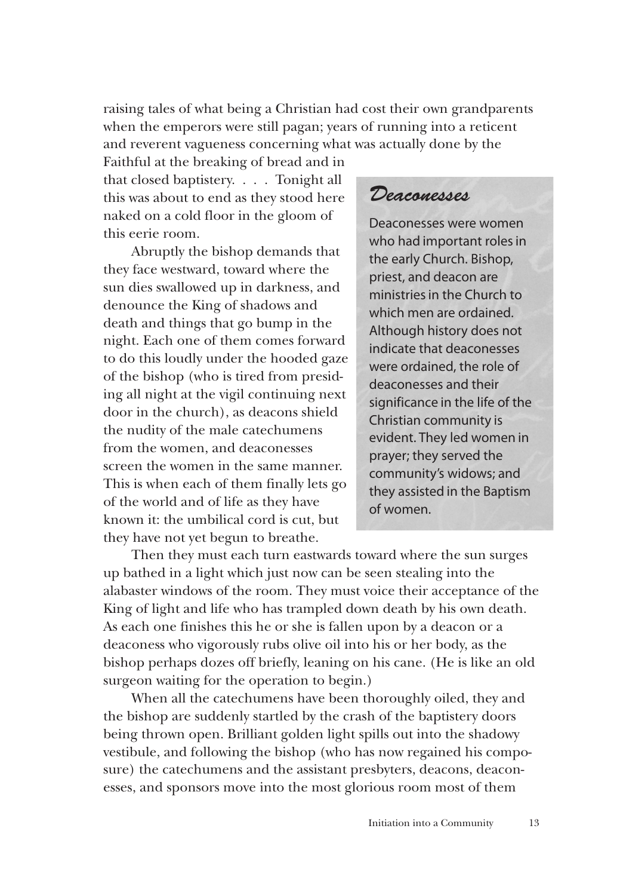raising tales of what being a Christian had cost their own grandparents when the emperors were still pagan; years of running into a reticent and reverent vagueness concerning what was actually done by the Faithful at the breaking of bread and in that closed baptistery. . . . Tonight all this was about to end as they stood here naked on a cold floor in the gloom of this eerie room.

Abruptly the bishop demands that they face westward, toward where the sun dies swallowed up in darkness, and denounce the King of shadows and death and things that go bump in the night. Each one of them comes forward to do this loudly under the hooded gaze of the bishop (who is tired from presiding all night at the vigil continuing next door in the church), as deacons shield the nudity of the male catechumens from the women, and deaconesses screen the women in the same manner. This is when each of them finally lets go of the world and of life as they have known it: the umbilical cord is cut, but they have not yet begun to breathe.

Then they must each turn eastwards toward where the sun surges up bathed in a light which just now can be seen stealing into the alabaster windows of the room. They must voice their acceptance of the King of light and life who has trampled down death by his own death. As each one finishes this he or she is fallen upon by a deacon or a deaconess who vigorously rubs olive oil into his or her body, as the bishop perhaps dozes off briefly, leaning on his cane. (He is like an old surgeon waiting for the operation to begin.)

When all the catechumens have been thoroughly oiled, they and the bishop are suddenly startled by the crash of the baptistery doors being thrown open. Brilliant golden light spills out into the shadowy vestibule, and following the bishop (who has now regained his composure) the catechumens and the assistant presbyters, deacons, deaconesses, and sponsors move into the most glorious room most of them

## Deaconesses

Deaconesses were women who had important roles in the early Church. Bishop, priest, and deacon are ministries in the Church to which men are ordained. Although history does not indicate that deaconesses were ordained, the role of deaconesses and their significance in the life of the Christian community is evident. They led women in prayer; they served the community's widows; and they assisted in the Baptism of women.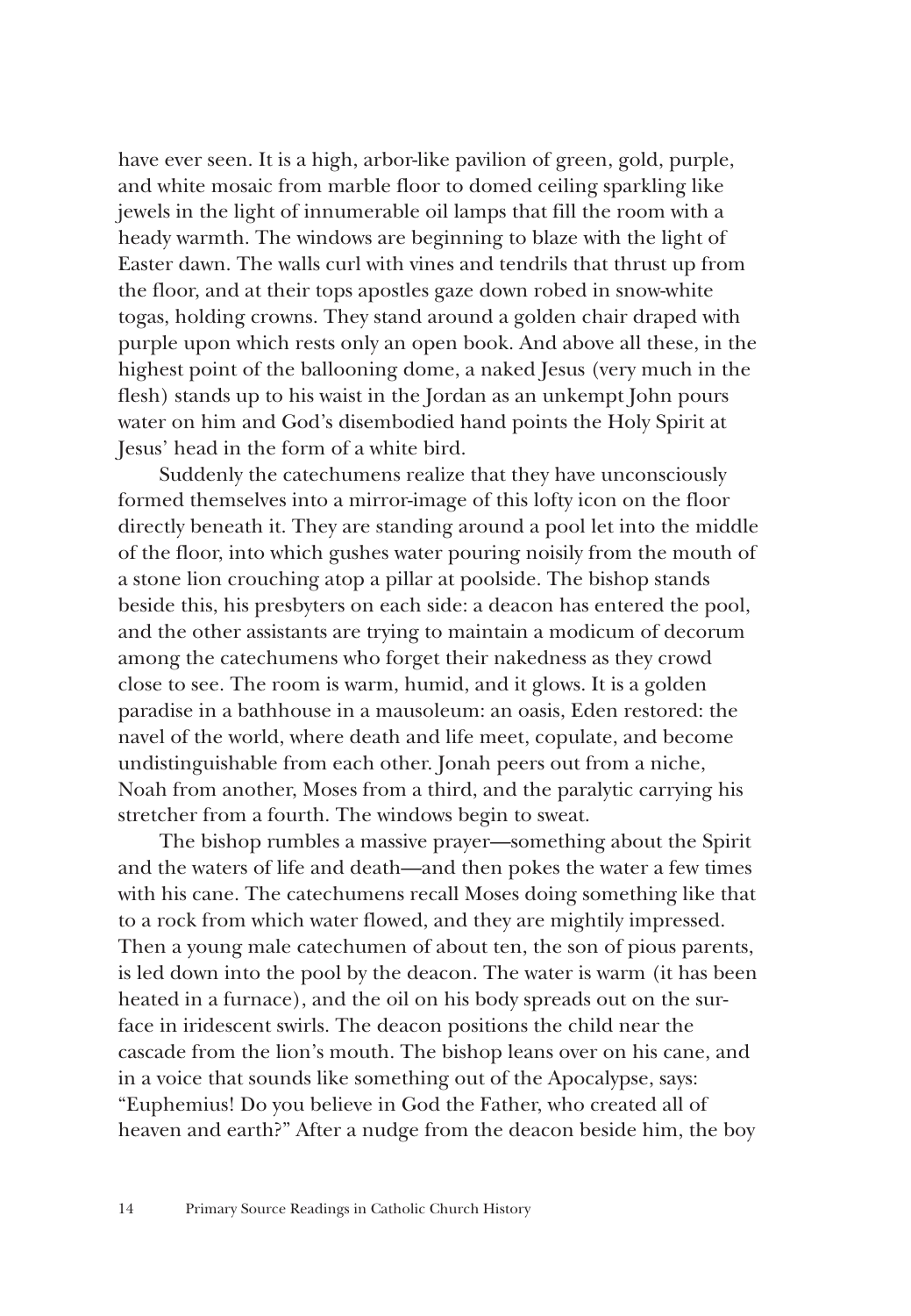have ever seen. It is a high, arbor-like pavilion of green, gold, purple, and white mosaic from marble floor to domed ceiling sparkling like jewels in the light of innumerable oil lamps that fill the room with a heady warmth. The windows are beginning to blaze with the light of Easter dawn. The walls curl with vines and tendrils that thrust up from the floor, and at their tops apostles gaze down robed in snow-white togas, holding crowns. They stand around a golden chair draped with purple upon which rests only an open book. And above all these, in the highest point of the ballooning dome, a naked Jesus (very much in the flesh) stands up to his waist in the Jordan as an unkempt John pours water on him and God's disembodied hand points the Holy Spirit at Jesus' head in the form of a white bird.

Suddenly the catechumens realize that they have unconsciously formed themselves into a mirror-image of this lofty icon on the floor directly beneath it. They are standing around a pool let into the middle of the floor, into which gushes water pouring noisily from the mouth of a stone lion crouching atop a pillar at poolside. The bishop stands beside this, his presbyters on each side: a deacon has entered the pool, and the other assistants are trying to maintain a modicum of decorum among the catechumens who forget their nakedness as they crowd close to see. The room is warm, humid, and it glows. It is a golden paradise in a bathhouse in a mausoleum: an oasis, Eden restored: the navel of the world, where death and life meet, copulate, and become undistinguishable from each other. Jonah peers out from a niche, Noah from another, Moses from a third, and the paralytic carrying his stretcher from a fourth. The windows begin to sweat.

The bishop rumbles a massive prayer—something about the Spirit and the waters of life and death—and then pokes the water a few times with his cane. The catechumens recall Moses doing something like that to a rock from which water flowed, and they are mightily impressed. Then a young male catechumen of about ten, the son of pious parents, is led down into the pool by the deacon. The water is warm (it has been heated in a furnace), and the oil on his body spreads out on the surface in iridescent swirls. The deacon positions the child near the cascade from the lion's mouth. The bishop leans over on his cane, and in a voice that sounds like something out of the Apocalypse, says: "Euphemius! Do you believe in God the Father, who created all of heaven and earth?" After a nudge from the deacon beside him, the boy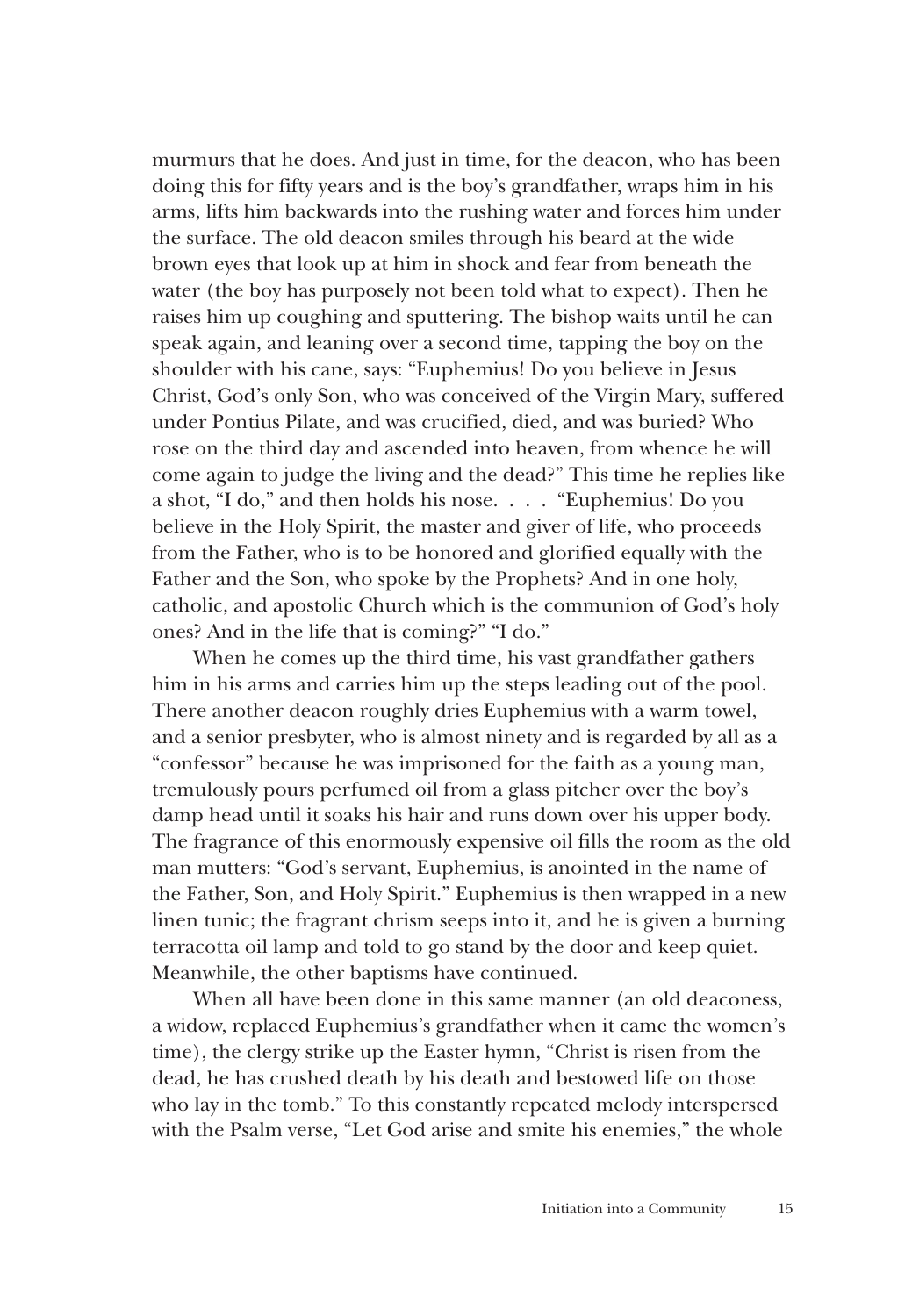murmurs that he does. And just in time, for the deacon, who has been doing this for fifty years and is the boy's grandfather, wraps him in his arms, lifts him backwards into the rushing water and forces him under the surface. The old deacon smiles through his beard at the wide brown eyes that look up at him in shock and fear from beneath the water (the boy has purposely not been told what to expect). Then he raises him up coughing and sputtering. The bishop waits until he can speak again, and leaning over a second time, tapping the boy on the shoulder with his cane, says: "Euphemius! Do you believe in Jesus Christ, God's only Son, who was conceived of the Virgin Mary, suffered under Pontius Pilate, and was crucified, died, and was buried? Who rose on the third day and ascended into heaven, from whence he will come again to judge the living and the dead?" This time he replies like a shot, "I do," and then holds his nose. . . . "Euphemius! Do you believe in the Holy Spirit, the master and giver of life, who proceeds from the Father, who is to be honored and glorified equally with the Father and the Son, who spoke by the Prophets? And in one holy, catholic, and apostolic Church which is the communion of God's holy ones? And in the life that is coming?" "I do."

When he comes up the third time, his vast grandfather gathers him in his arms and carries him up the steps leading out of the pool. There another deacon roughly dries Euphemius with a warm towel, and a senior presbyter, who is almost ninety and is regarded by all as a "confessor" because he was imprisoned for the faith as a young man, tremulously pours perfumed oil from a glass pitcher over the boy's damp head until it soaks his hair and runs down over his upper body. The fragrance of this enormously expensive oil fills the room as the old man mutters: "God's servant, Euphemius, is anointed in the name of the Father, Son, and Holy Spirit." Euphemius is then wrapped in a new linen tunic; the fragrant chrism seeps into it, and he is given a burning terracotta oil lamp and told to go stand by the door and keep quiet. Meanwhile, the other baptisms have continued.

When all have been done in this same manner (an old deaconess, a widow, replaced Euphemius's grandfather when it came the women's time), the clergy strike up the Easter hymn, "Christ is risen from the dead, he has crushed death by his death and bestowed life on those who lay in the tomb." To this constantly repeated melody interspersed with the Psalm verse, "Let God arise and smite his enemies," the whole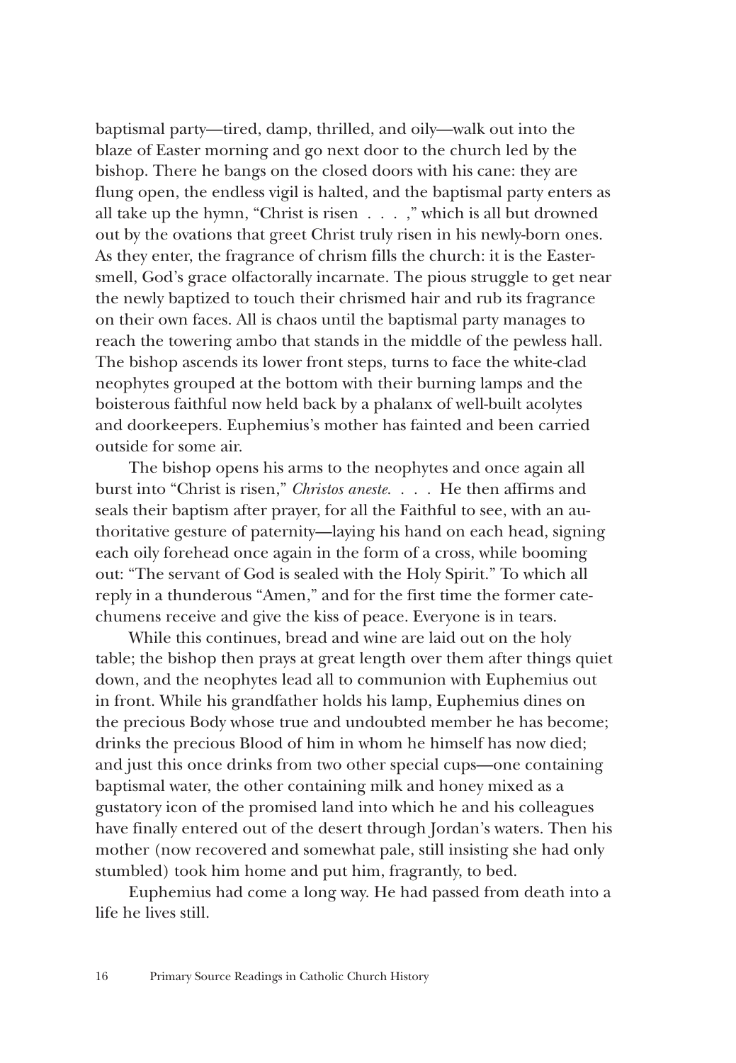baptismal party—tired, damp, thrilled, and oily—walk out into the blaze of Easter morning and go next door to the church led by the bishop. There he bangs on the closed doors with his cane: they are flung open, the endless vigil is halted, and the baptismal party enters as all take up the hymn, "Christ is risen . . . ," which is all but drowned out by the ovations that greet Christ truly risen in his newly-born ones. As they enter, the fragrance of chrism fills the church: it is the Easter-smell, God's grace olfactorally incarnate. The pious struggle to get near the newly baptized to touch their chrismed hair and rub its fragrance on their own faces. All is chaos until the baptismal party manages to reach the towering ambo that stands in the middle of the pewless hall. The bishop ascends its lower front steps, turns to face the white-clad neophytes grouped at the bottom with their burning lamps and the boisterous faithful now held back by a phalanx of well-built acolytes and doorkeepers. Euphemius's mother has fainted and been carried outside for some air.

The bishop opens his arms to the neophytes and once again all burst into "Christ is risen," *Christos aneste*. . . . He then affirms and seals their baptism after prayer, for all the Faithful to see, with an authoritative gesture of paternity—laying his hand on each head, signing each oily forehead once again in the form of a cross, while booming out: "The servant of God is sealed with the Holy Spirit." To which all reply in a thunderous "Amen," and for the first time the former catechumens receive and give the kiss of peace. Everyone is in tears.

While this continues, bread and wine are laid out on the holy table; the bishop then prays at great length over them after things quiet down, and the neophytes lead all to communion with Euphemius out in front. While his grandfather holds his lamp, Euphemius dines on the precious Body whose true and undoubted member he has become; drinks the precious Blood of him in whom he himself has now died; and just this once drinks from two other special cups—one containing baptismal water, the other containing milk and honey mixed as a gustatory icon of the promised land into which he and his colleagues have finally entered out of the desert through Jordan's waters. Then his mother (now recovered and somewhat pale, still insisting she had only stumbled) took him home and put him, fragrantly, to bed.

Euphemius had come a long way. He had passed from death into a life he lives still.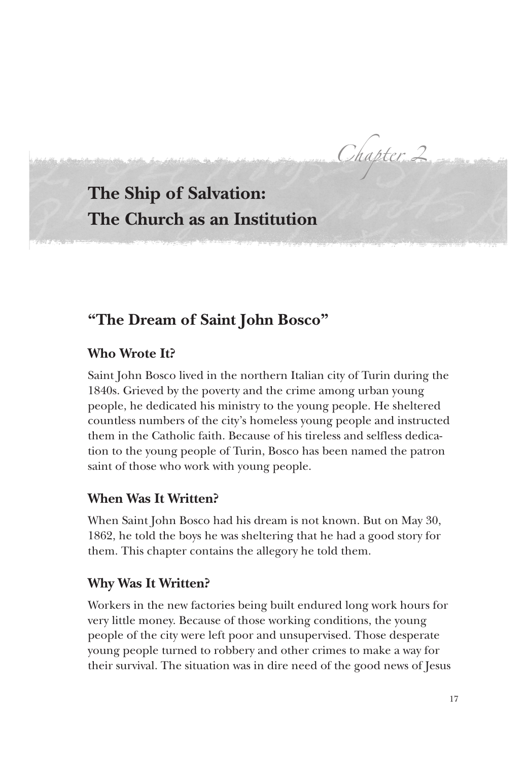*Chapter 2*

# The Ship of Salvation: The Church as an Institution

## "The Dream of Saint John Bosco"

### Who Wrote It?

Saint John Bosco lived in the northern Italian city of Turin during the 1840s. Grieved by the poverty and the crime among urban young people, he dedicated his ministry to the young people. He sheltered countless numbers of the city's homeless young people and instructed them in the Catholic faith. Because of his tireless and selfless dedication to the young people of Turin, Bosco has been named the patron saint of those who work with young people.

### When Was It Written?

When Saint John Bosco had his dream is not known. But on May 30, 1862, he told the boys he was sheltering that he had a good story for them. This chapter contains the allegory he told them.

### Why Was It Written?

Workers in the new factories being built endured long work hours for very little money. Because of those working conditions, the young people of the city were left poor and unsupervised. Those desperate young people turned to robbery and other crimes to make a way for their survival. The situation was in dire need of the good news of Jesus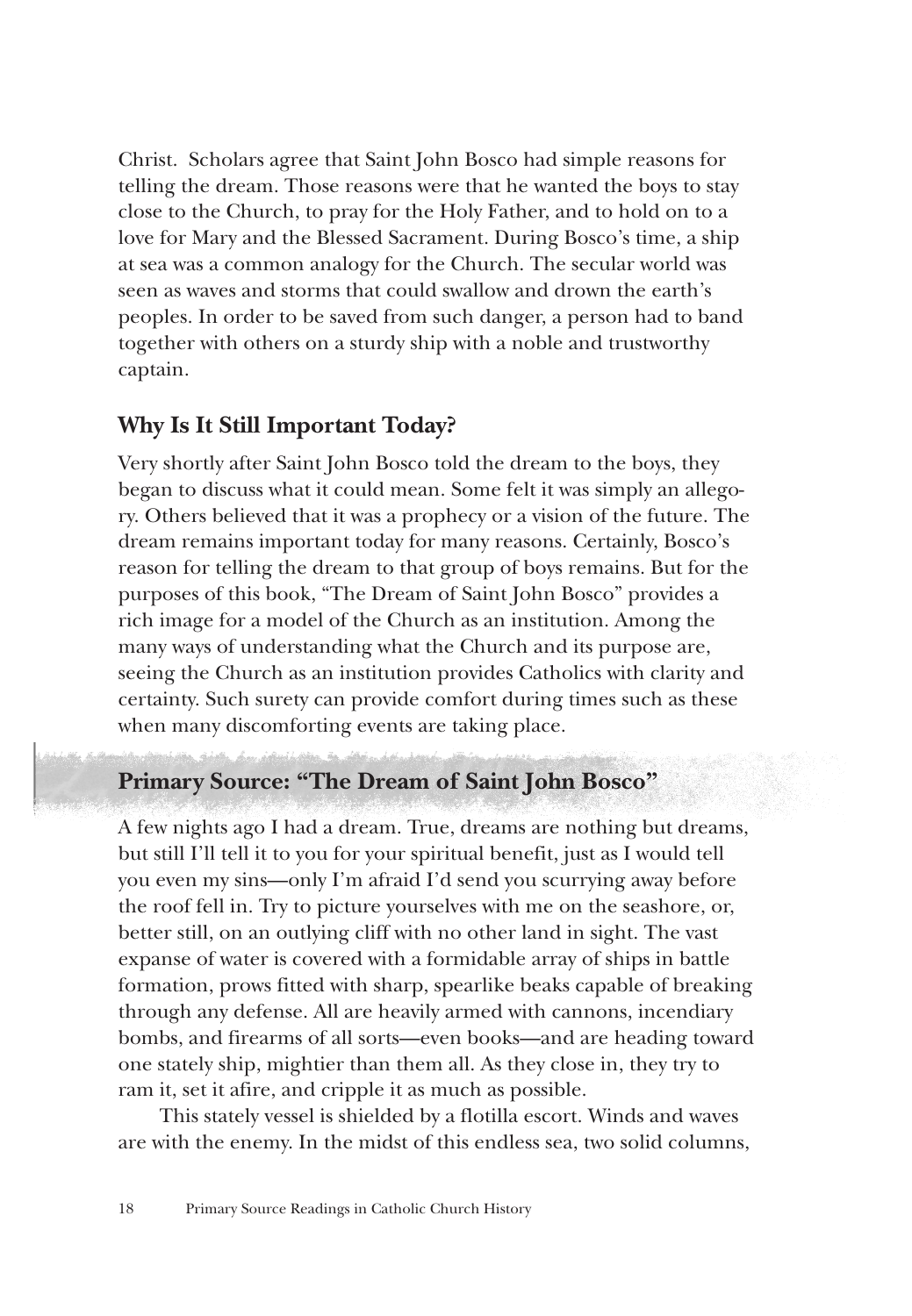Christ. Scholars agree that Saint John Bosco had simple reasons for telling the dream. Those reasons were that he wanted the boys to stay close to the Church, to pray for the Holy Father, and to hold on to a love for Mary and the Blessed Sacrament. During Bosco's time, a ship at sea was a common analogy for the Church. The secular world was seen as waves and storms that could swallow and drown the earth's peoples. In order to be saved from such danger, a person had to band together with others on a sturdy ship with a noble and trustworthy captain.

## Why Is It Still Important Today?

Very shortly after Saint John Bosco told the dream to the boys, they began to discuss what it could mean. Some felt it was simply an allegory. Others believed that it was a prophecy or a vision of the future. The dream remains important today for many reasons. Certainly, Bosco's reason for telling the dream to that group of boys remains. But for the purposes of this book, "The Dream of Saint John Bosco" provides a rich image for a model of the Church as an institution. Among the many ways of understanding what the Church and its purpose are, seeing the Church as an institution provides Catholics with clarity and certainty. Such surety can provide comfort during times such as these when many discomforting events are taking place.

## Primary Source: "The Dream of Saint John Bosco"

A few nights ago I had a dream. True, dreams are nothing but dreams, but still I'll tell it to you for your spiritual benefit, just as I would tell you even my sins—only I'm afraid I'd send you scurrying away before the roof fell in. Try to picture yourselves with me on the seashore, or, better still, on an outlying cliff with no other land in sight. The vast expanse of water is covered with a formidable array of ships in battle formation, prows fitted with sharp, spearlike beaks capable of breaking through any defense. All are heavily armed with cannons, incendiary bombs, and firearms of all sorts—even books—and are heading toward one stately ship, mightier than them all. As they close in, they try to ram it, set it afire, and cripple it as much as possible.

This stately vessel is shielded by a flotilla escort. Winds and waves are with the enemy. In the midst of this endless sea, two solid columns,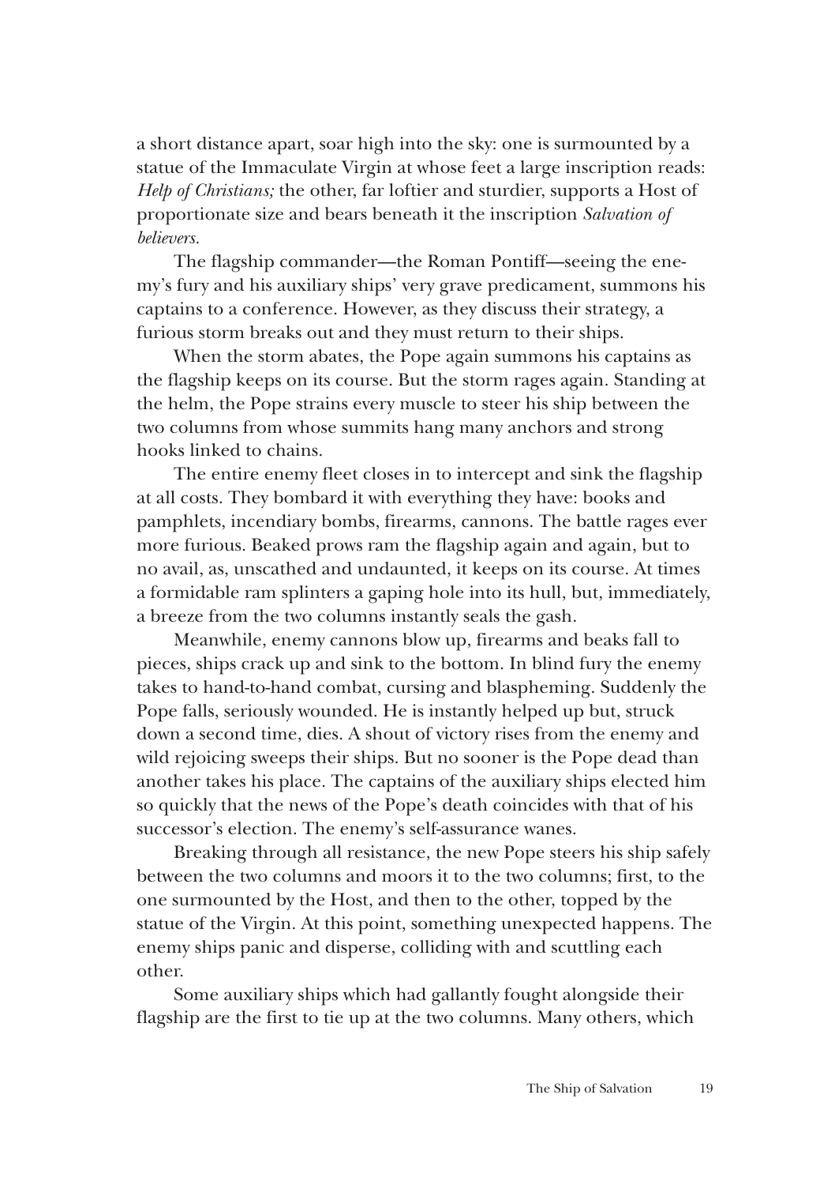a short distance apart, soar high into the sky: one is surmounted by a statue of the Immaculate Virgin at whose feet a large inscription reads: *Help of Christians;* the other, far loftier and sturdier, supports a Host of proportionate size and bears beneath it the inscription *Salvation of believers.*

The flagship commander—the Roman Pontiff—seeing the enemy's fury and his auxiliary ships' very grave predicament, summons his captains to a conference. However, as they discuss their strategy, a furious storm breaks out and they must return to their ships.

When the storm abates, the Pope again summons his captains as the flagship keeps on its course. But the storm rages again. Standing at the helm, the Pope strains every muscle to steer his ship between the two columns from whose summits hang many anchors and strong hooks linked to chains.

The entire enemy fleet closes in to intercept and sink the flagship at all costs. They bombard it with everything they have: books and pamphlets, incendiary bombs, firearms, cannons. The battle rages ever more furious. Beaked prows ram the flagship again and again, but to no avail, as, unscathed and undaunted, it keeps on its course. At times a formidable ram splinters a gaping hole into its hull, but, immediately, a breeze from the two columns instantly seals the gash.

Meanwhile, enemy cannons blow up, firearms and beaks fall to pieces, ships crack up and sink to the bottom. In blind fury the enemy takes to hand-to-hand combat, cursing and blaspheming. Suddenly the Pope falls, seriously wounded. He is instantly helped up but, struck down a second time, dies. A shout of victory rises from the enemy and wild rejoicing sweeps their ships. But no sooner is the Pope dead than another takes his place. The captains of the auxiliary ships elected him so quickly that the news of the Pope's death coincides with that of his successor's election. The enemy's self-assurance wanes.

Breaking through all resistance, the new Pope steers his ship safely between the two columns and moors it to the two columns; first, to the one surmounted by the Host, and then to the other, topped by the statue of the Virgin. At this point, something unexpected happens. The enemy ships panic and disperse, colliding with and scuttling each other.

Some auxiliary ships which had gallantly fought alongside their flagship are the first to tie up at the two columns. Many others, which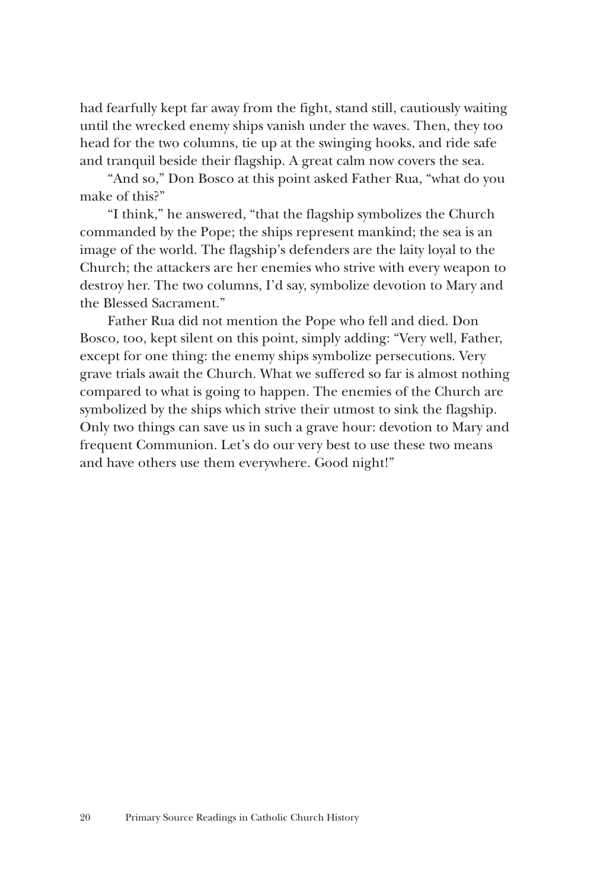had fearfully kept far away from the fight, stand still, cautiously waiting until the wrecked enemy ships vanish under the waves. Then, they too head for the two columns, tie up at the swinging hooks, and ride safe and tranquil beside their flagship. A great calm now covers the sea.

"And so," Don Bosco at this point asked Father Rua, "what do you make of this?"

"I think," he answered, "that the flagship symbolizes the Church commanded by the Pope; the ships represent mankind; the sea is an image of the world. The flagship's defenders are the laity loyal to the Church; the attackers are her enemies who strive with every weapon to destroy her. The two columns, I'd say, symbolize devotion to Mary and the Blessed Sacrament."

Father Rua did not mention the Pope who fell and died. Don Bosco, too, kept silent on this point, simply adding: "Very well, Father, except for one thing: the enemy ships symbolize persecutions. Very grave trials await the Church. What we suffered so far is almost nothing compared to what is going to happen. The enemies of the Church are symbolized by the ships which strive their utmost to sink the flagship. Only two things can save us in such a grave hour: devotion to Mary and frequent Communion. Let's do our very best to use these two means and have others use them everywhere. Good night!"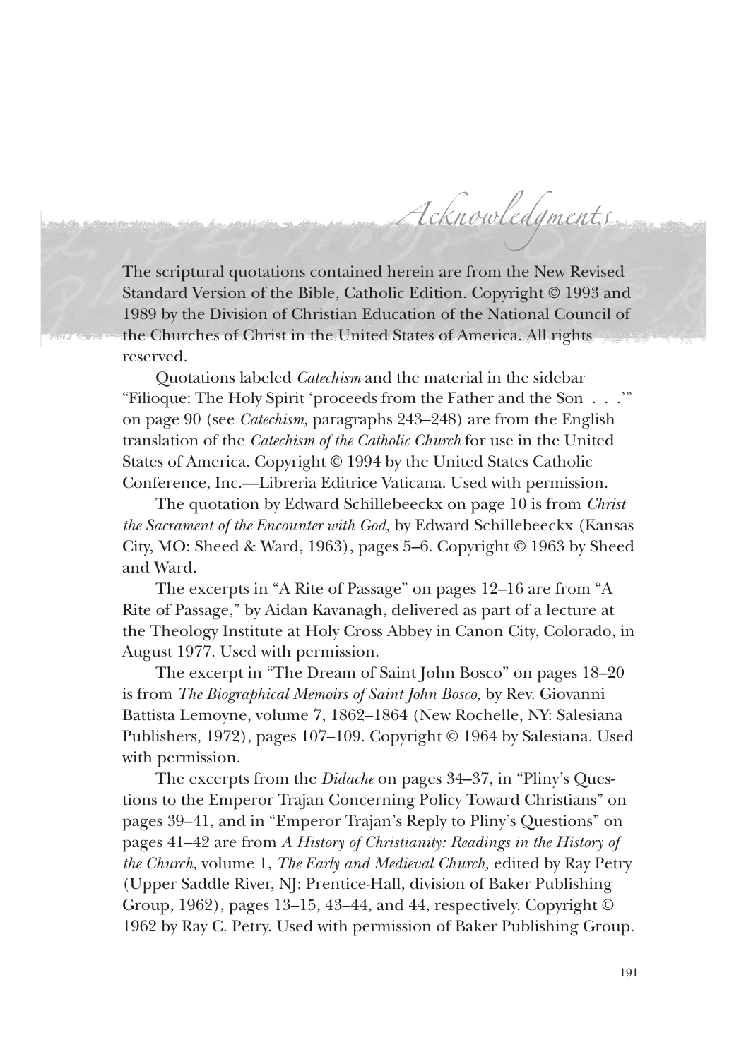# Acknowledgments

The scriptural quotations contained herein are from the New Revised Standard Version of the Bible, Catholic Edition. Copyright © 1993 and 1989 by the Division of Christian Education of the National Council of the Churches of Christ in the United States of America. All rights reserved.

Quotations labeled *Catechism* and the material in the sidebar "Filioque: The Holy Spirit 'proceeds from the Father and the Son . . .'" on page 90 (see *Catechism,* paragraphs 243–248) are from the English translation of the *Catechism of the Catholic Church* for use in the United States of America. Copyright © 1994 by the United States Catholic Conference, Inc.—Libreria Editrice Vaticana. Used with permission.

The quotation by Edward Schillebeeckx on page 10 is from *Christ the Sacrament of the Encounter with God,* by Edward Schillebeeckx (Kansas City, MO: Sheed & Ward, 1963), pages 5–6. Copyright © 1963 by Sheed and Ward.

The excerpts in "A Rite of Passage" on pages 12–16 are from "A Rite of Passage," by Aidan Kavanagh, delivered as part of a lecture at the Theology Institute at Holy Cross Abbey in Canon City, Colorado, in August 1977. Used with permission.

The excerpt in "The Dream of Saint John Bosco" on pages 18–20 is from *The Biographical Memoirs of Saint John Bosco,* by Rev. Giovanni Battista Lemoyne, volume 7, 1862–1864 (New Rochelle, NY: Salesiana Publishers, 1972), pages 107–109. Copyright © 1964 by Salesiana. Used with permission.

The excerpts from the *Didache* on pages 34–37, in "Pliny's Questions to the Emperor Trajan Concerning Policy Toward Christians" on pages 39–41, and in "Emperor Trajan's Reply to Pliny's Questions" on pages 41–42 are from *A History of Christianity: Readings in the History of the Church,* volume 1, *The Early and Medieval Church,* edited by Ray Petry (Upper Saddle River, NJ: Prentice-Hall, division of Baker Publishing Group, 1962), pages 13–15, 43–44, and 44, respectively. Copyright © 1962 by Ray C. Petry. Used with permission of Baker Publishing Group.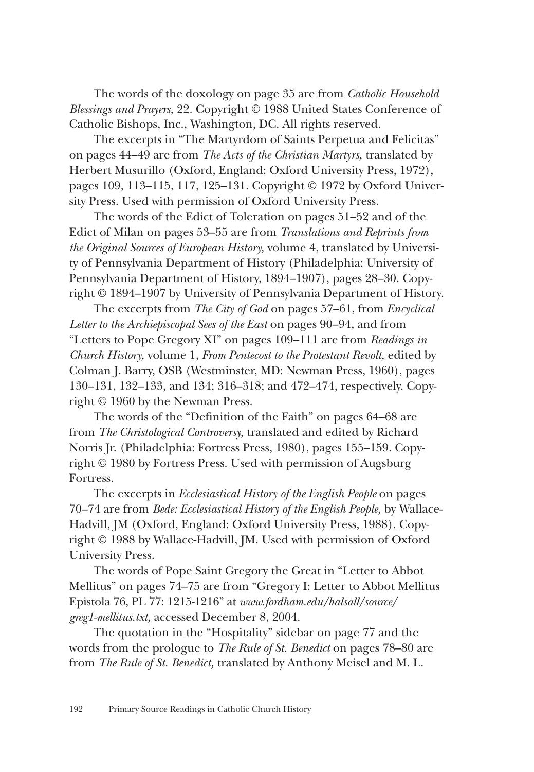The words of the doxology on page 35 are from *Catholic Household Blessings and Prayers,* 22. Copyright © 1988 United States Conference of Catholic Bishops, Inc., Washington, DC. All rights reserved.

The excerpts in "The Martyrdom of Saints Perpetua and Felicitas" on pages 44–49 are from *The Acts of the Christian Martyrs,* translated by Herbert Musurillo (Oxford, England: Oxford University Press, 1972), pages 109, 113–115, 117, 125–131. Copyright © 1972 by Oxford University Press. Used with permission of Oxford University Press.

The words of the Edict of Toleration on pages 51–52 and of the Edict of Milan on pages 53–55 are from *Translations and Reprints from the Original Sources of European History,* volume 4, translated by University of Pennsylvania Department of History (Philadelphia: University of Pennsylvania Department of History, 1894–1907), pages 28–30. Copyright © 1894–1907 by University of Pennsylvania Department of History.

The excerpts from *The City of God* on pages 57–61, from *Encyclical Letter to the Archiepiscopal Sees of the East* on pages 90–94, and from "Letters to Pope Gregory XI" on pages 109–111 are from *Readings in Church History,* volume 1, *From Pentecost to the Protestant Revolt,* edited by Colman J. Barry, OSB (Westminster, MD: Newman Press, 1960), pages 130–131, 132–133, and 134; 316–318; and 472–474, respectively. Copyright © 1960 by the Newman Press.

The words of the "Definition of the Faith" on pages 64–68 are from *The Christological Controversy,* translated and edited by Richard Norris Jr. (Philadelphia: Fortress Press, 1980), pages 155–159. Copyright © 1980 by Fortress Press. Used with permission of Augsburg Fortress.

The excerpts in *Ecclesiastical History of the English People* on pages 70–74 are from *Bede: Ecclesiastical History of the English People,* by Wallace-Hadvill, JM (Oxford, England: Oxford University Press, 1988). Copyright © 1988 by Wallace-Hadvill, JM. Used with permission of Oxford University Press.

The words of Pope Saint Gregory the Great in "Letter to Abbot Mellitus" on pages 74–75 are from "Gregory I: Letter to Abbot Mellitus Epistola 76, PL 77: 1215-1216" at *www.fordham.edu/halsall/source/greg1-mellitus.txt,* accessed December 8, 2004.

The quotation in the "Hospitality" sidebar on page 77 and the words from the prologue to *The Rule of St. Benedict* on pages 78–80 are from *The Rule of St. Benedict,* translated by Anthony Meisel and M. L.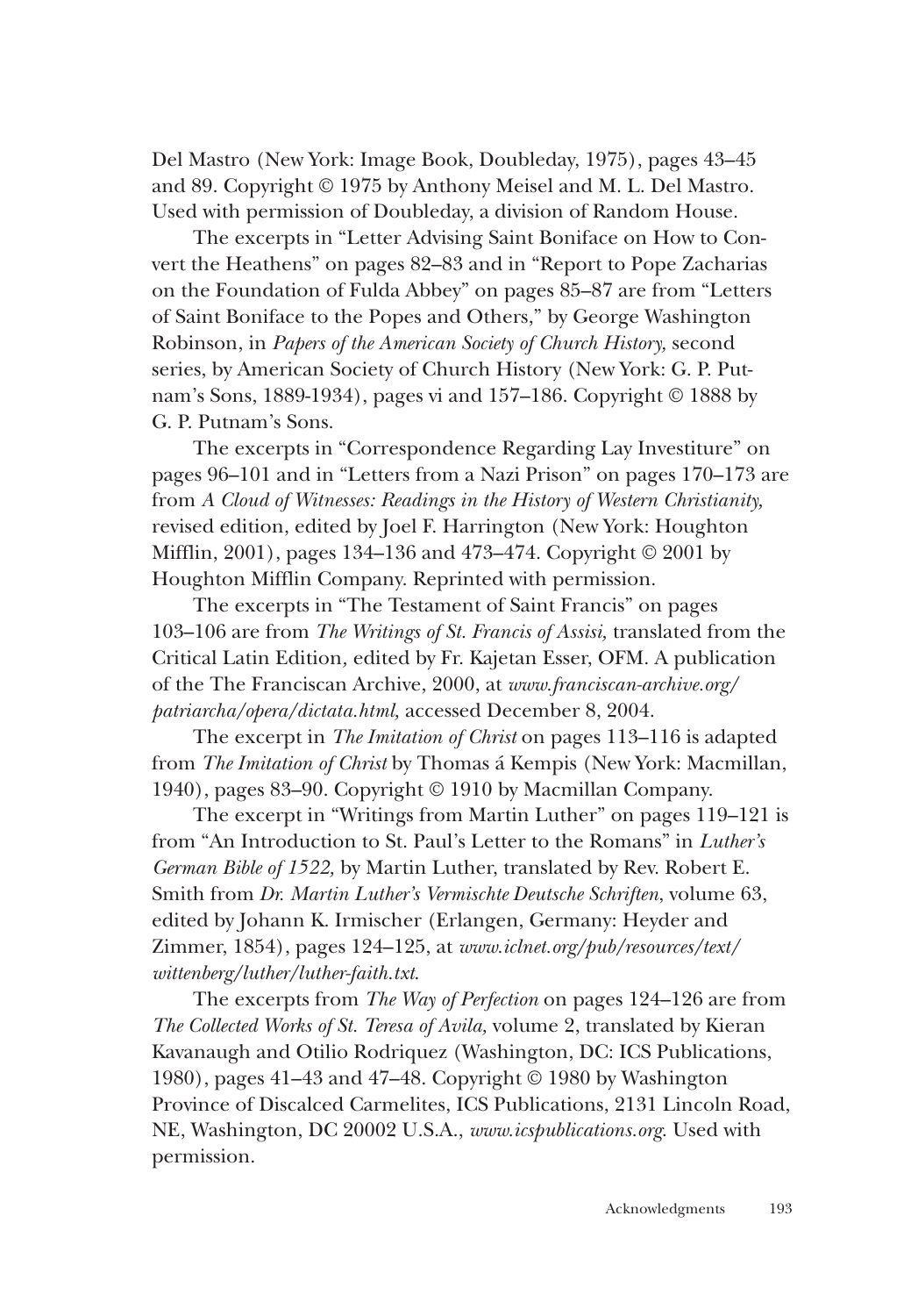Del Mastro (New York: Image Book, Doubleday, 1975), pages 43–45 and 89. Copyright © 1975 by Anthony Meisel and M. L. Del Mastro. Used with permission of Doubleday, a division of Random House.

The excerpts in "Letter Advising Saint Boniface on How to Convert the Heathens" on pages 82–83 and in "Report to Pope Zacharias on the Foundation of Fulda Abbey" on pages 85–87 are from "Letters of Saint Boniface to the Popes and Others," by George Washington Robinson, in *Papers of the American Society of Church History,* second series, by American Society of Church History (New York: G. P. Putnam's Sons, 1889-1934), pages vi and 157–186. Copyright © 1888 by G. P. Putnam's Sons.

The excerpts in "Correspondence Regarding Lay Investiture" on pages 96–101 and in "Letters from a Nazi Prison" on pages 170–173 are from *A Cloud of Witnesses: Readings in the History of Western Christianity,* revised edition, edited by Joel F. Harrington (New York: Houghton Mifflin, 2001), pages 134–136 and 473–474. Copyright © 2001 by Houghton Mifflin Company. Reprinted with permission.

The excerpts in "The Testament of Saint Francis" on pages 103–106 are from *The Writings of St. Francis of Assisi,* translated from the Critical Latin Edition*,* edited by Fr. Kajetan Esser, OFM. A publication of the The Franciscan Archive, 2000, at *www.franciscan-archive.org/patriarcha/opera/dictata.html,* accessed December 8, 2004.

The excerpt in *The Imitation of Christ* on pages 113–116 is adapted from *The Imitation of Christ* by Thomas á Kempis (New York: Macmillan, 1940), pages 83–90. Copyright © 1910 by Macmillan Company.

The excerpt in "Writings from Martin Luther" on pages 119–121 is from "An Introduction to St. Paul's Letter to the Romans" in *Luther's German Bible of 1522,* by Martin Luther, translated by Rev. Robert E. Smith from *Dr. Martin Luther's Vermischte Deutsche Schriften*, volume 63, edited by Johann K. Irmischer (Erlangen, Germany: Heyder and Zimmer, 1854), pages 124–125, at *www.iclnet.org/pub/resources/text/wittenberg/luther/luther-faith.txt*.

The excerpts from *The Way of Perfection* on pages 124–126 are from *The Collected Works of St. Teresa of Avila,* volume 2, translated by Kieran Kavanaugh and Otilio Rodriquez (Washington, DC: ICS Publications, 1980), pages 41–43 and 47–48. Copyright © 1980 by Washington Province of Discalced Carmelites, ICS Publications, 2131 Lincoln Road, NE, Washington, DC 20002 U.S.A., *www.icspublications.org*. Used with permission.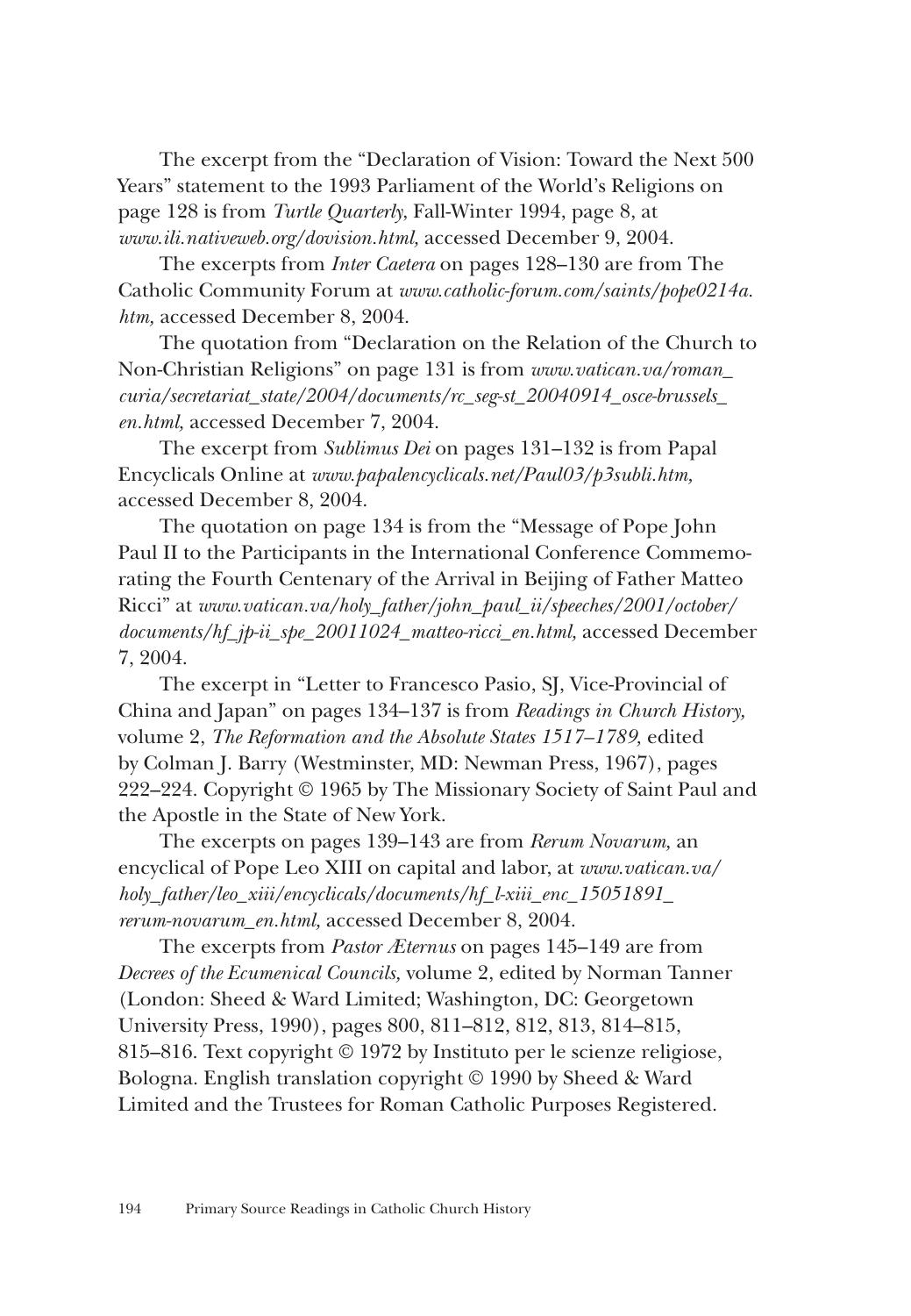The excerpt from the "Declaration of Vision: Toward the Next 500 Years" statement to the 1993 Parliament of the World's Religions on page 128 is from *Turtle Quarterly,* Fall-Winter 1994, page 8, at *www.ili.nativeweb.org/dovision.html,* accessed December 9, 2004.

The excerpts from *Inter Caetera* on pages 128–130 are from The Catholic Community Forum at *www.catholic-forum.com/saints/pope0214a.htm,* accessed December 8, 2004.

The quotation from "Declaration on the Relation of the Church to Non-Christian Religions" on page 131 is from *www.vatican.va/roman_curia/secretariat_state/2004/documents/rc_seg-st_20040914_osce-brussels_en.html,* accessed December 7, 2004.

The excerpt from *Sublimus Dei* on pages 131–132 is from Papal Encyclicals Online at *www.papalencyclicals.net/Paul03/p3subli.htm,* accessed December 8, 2004.

The quotation on page 134 is from the "Message of Pope John Paul II to the Participants in the International Conference Commemorating the Fourth Centenary of the Arrival in Beijing of Father Matteo Ricci" at *www.vatican.va/holy_father/john_paul_ii/speeches/2001/october/documents/hf_jp-ii_spe_20011024_matteo-ricci_en.html,* accessed December 7, 2004.

The excerpt in "Letter to Francesco Pasio, SJ, Vice-Provincial of China and Japan" on pages 134–137 is from *Readings in Church History,* volume 2, *The Reformation and the Absolute States 1517–1789,* edited by Colman J. Barry (Westminster, MD: Newman Press, 1967), pages 222–224. Copyright © 1965 by The Missionary Society of Saint Paul and the Apostle in the State of New York.

The excerpts on pages 139–143 are from *Rerum Novarum,* an encyclical of Pope Leo XIII on capital and labor, at *www.vatican.va/holy_father/leo_xiii/encyclicals/documents/hf_l-xiii_enc_15051891_rerum-novarum_en.html,* accessed December 8, 2004.

The excerpts from *Pastor Æternus* on pages 145–149 are from *Decrees of the Ecumenical Councils,* volume 2, edited by Norman Tanner (London: Sheed & Ward Limited; Washington, DC: Georgetown University Press, 1990), pages 800, 811–812, 812, 813, 814–815, 815–816. Text copyright © 1972 by Instituto per le scienze religiose, Bologna. English translation copyright © 1990 by Sheed & Ward Limited and the Trustees for Roman Catholic Purposes Registered.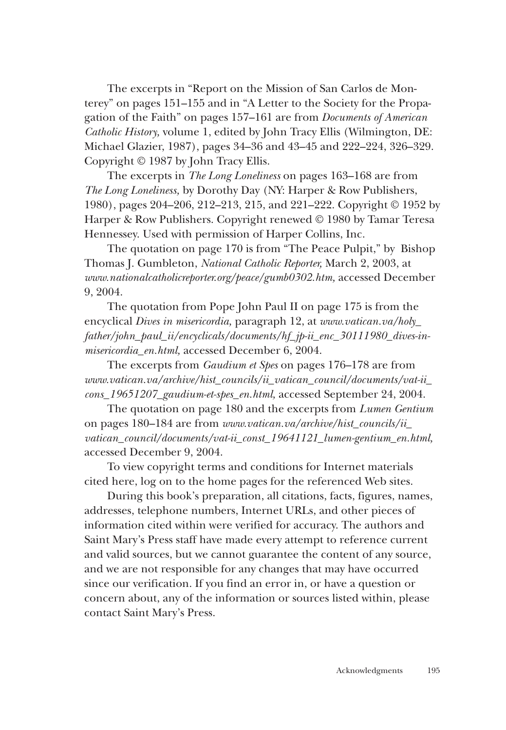The excerpts in "Report on the Mission of San Carlos de Monterey" on pages 151–155 and in "A Letter to the Society for the Propagation of the Faith" on pages 157–161 are from *Documents of American Catholic History,* volume 1, edited by John Tracy Ellis (Wilmington, DE: Michael Glazier, 1987), pages 34–36 and 43–45 and 222–224, 326–329. Copyright © 1987 by John Tracy Ellis.

The excerpts in *The Long Loneliness* on pages 163–168 are from *The Long Loneliness,* by Dorothy Day (NY: Harper & Row Publishers, 1980), pages 204–206, 212–213, 215, and 221–222. Copyright © 1952 by Harper & Row Publishers. Copyright renewed © 1980 by Tamar Teresa Hennessey. Used with permission of Harper Collins, Inc.

The quotation on page 170 is from "The Peace Pulpit," by Bishop Thomas J. Gumbleton, *National Catholic Reporter,* March 2, 2003, at *www.nationalcatholicreporter.org/peace/gumb0302.htm,* accessed December 9, 2004.

The quotation from Pope John Paul II on page 175 is from the encyclical *Dives in misericordia,* paragraph 12, at *www.vatican.va/holy_father/john_paul_ii/encyclicals/documents/hf_jp-ii_enc_30111980_dives-in-misericordia_en.html,* accessed December 6, 2004.

The excerpts from *Gaudium et Spes* on pages 176–178 are from *www.vatican.va/archive/hist_councils/ii_vatican_council/documents/vat-ii_cons_19651207_gaudium-et-spes_en.html,* accessed September 24, 2004.

The quotation on page 180 and the excerpts from *Lumen Gentium* on pages 180–184 are from *www.vatican.va/archive/hist_councils/ii_vatican_council/documents/vat-ii_const_19641121_lumen-gentium_en.html,* accessed December 9, 2004.

To view copyright terms and conditions for Internet materials cited here, log on to the home pages for the referenced Web sites.

During this book's preparation, all citations, facts, figures, names, addresses, telephone numbers, Internet URLs, and other pieces of information cited within were verified for accuracy. The authors and Saint Mary's Press staff have made every attempt to reference current and valid sources, but we cannot guarantee the content of any source, and we are not responsible for any changes that may have occurred since our verification. If you find an error in, or have a question or concern about, any of the information or sources listed within, please contact Saint Mary's Press.